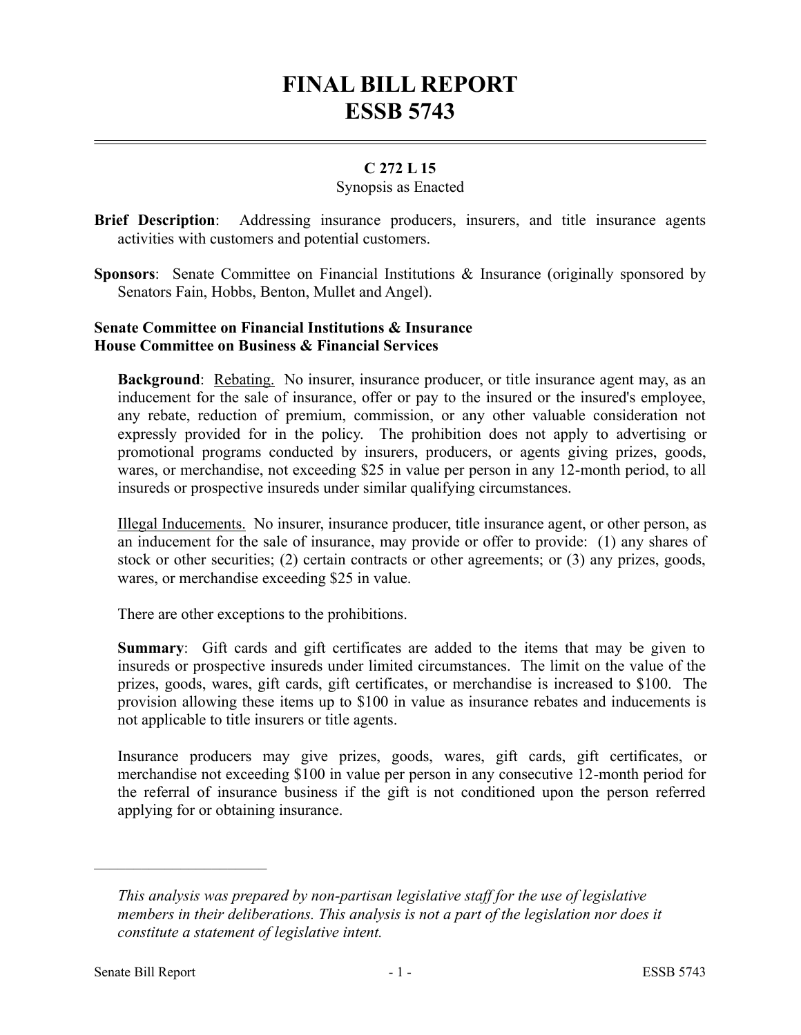# FINAL BILL REPORT
# ESSB 5743

**C 272 L 15**

Synopsis as Enacted

**Brief Description**: Addressing insurance producers, insurers, and title insurance agents activities with customers and potential customers.

**Sponsors**: Senate Committee on Financial Institutions & Insurance (originally sponsored by Senators Fain, Hobbs, Benton, Mullet and Angel).

**Senate Committee on Financial Institutions & Insurance**
**House Committee on Business & Financial Services**

**Background**: Rebating. No insurer, insurance producer, or title insurance agent may, as an inducement for the sale of insurance, offer or pay to the insured or the insured's employee, any rebate, reduction of premium, commission, or any other valuable consideration not expressly provided for in the policy. The prohibition does not apply to advertising or promotional programs conducted by insurers, producers, or agents giving prizes, goods, wares, or merchandise, not exceeding $25 in value per person in any 12-month period, to all insureds or prospective insureds under similar qualifying circumstances.

Illegal Inducements. No insurer, insurance producer, title insurance agent, or other person, as an inducement for the sale of insurance, may provide or offer to provide: (1) any shares of stock or other securities; (2) certain contracts or other agreements; or (3) any prizes, goods, wares, or merchandise exceeding $25 in value.

There are other exceptions to the prohibitions.

**Summary**: Gift cards and gift certificates are added to the items that may be given to insureds or prospective insureds under limited circumstances. The limit on the value of the prizes, goods, wares, gift cards, gift certificates, or merchandise is increased to $100. The provision allowing these items up to $100 in value as insurance rebates and inducements is not applicable to title insurers or title agents.

Insurance producers may give prizes, goods, wares, gift cards, gift certificates, or merchandise not exceeding $100 in value per person in any consecutive 12-month period for the referral of insurance business if the gift is not conditioned upon the person referred applying for or obtaining insurance.

---

*This analysis was prepared by non-partisan legislative staff for the use of legislative members in their deliberations. This analysis is not a part of the legislation nor does it constitute a statement of legislative intent.*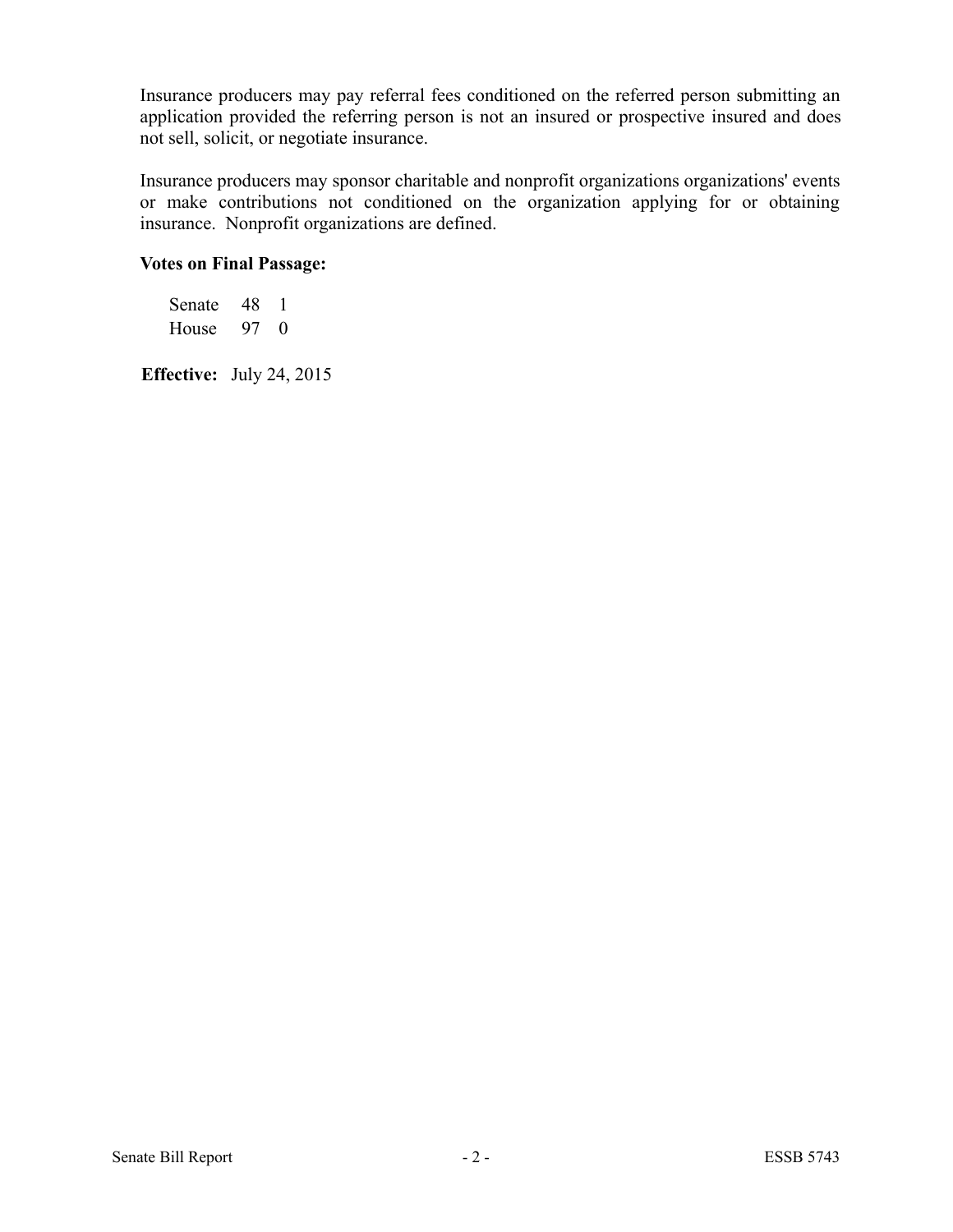Insurance producers may pay referral fees conditioned on the referred person submitting an application provided the referring person is not an insured or prospective insured and does not sell, solicit, or negotiate insurance.

Insurance producers may sponsor charitable and nonprofit organizations organizations' events or make contributions not conditioned on the organization applying for or obtaining insurance. Nonprofit organizations are defined.

**Votes on Final Passage:**

| | | |
|---|---|---|
| Senate | 48 | 1 |
| House | 97 | 0 |

**Effective:** July 24, 2015